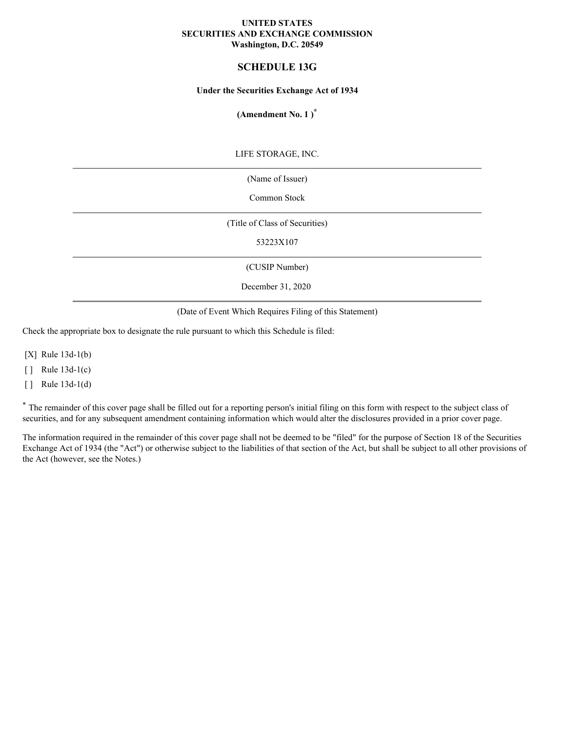**UNITED STATES**
**SECURITIES AND EXCHANGE COMMISSION**
**Washington, D.C. 20549**

# SCHEDULE 13G

**Under the Securities Exchange Act of 1934**

**(Amendment No. 1 )[*]**

LIFE STORAGE, INC.

(Name of Issuer)

Common Stock

(Title of Class of Securities)

53223X107

(CUSIP Number)

December 31, 2020

(Date of Event Which Requires Filing of this Statement)

Check the appropriate box to designate the rule pursuant to which this Schedule is filed:

[X] Rule 13d-1(b)

[ ] Rule 13d-1(c)

[ ] Rule 13d-1(d)

[*] The remainder of this cover page shall be filled out for a reporting person's initial filing on this form with respect to the subject class of securities, and for any subsequent amendment containing information which would alter the disclosures provided in a prior cover page.

The information required in the remainder of this cover page shall not be deemed to be "filed" for the purpose of Section 18 of the Securities Exchange Act of 1934 (the "Act") or otherwise subject to the liabilities of that section of the Act, but shall be subject to all other provisions of the Act (however, see the Notes.)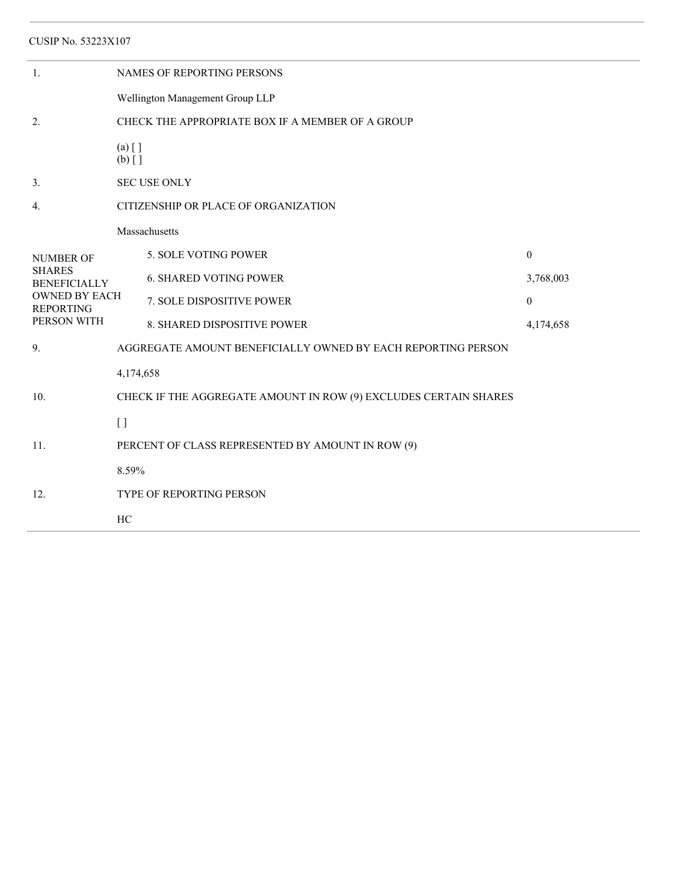CUSIP No. 53223X107

| | | |
|---|---|---|
| 1. | NAMES OF REPORTING PERSONS | |
| | Wellington Management Group LLP | |
| 2. | CHECK THE APPROPRIATE BOX IF A MEMBER OF A GROUP | |
| | (a) [ ]<br>(b) [ ] | |
| 3. | SEC USE ONLY | |
| 4. | CITIZENSHIP OR PLACE OF ORGANIZATION | |
| | Massachusetts | |
| NUMBER OF SHARES BENEFICIALLY OWNED BY EACH REPORTING PERSON WITH | 5. SOLE VOTING POWER | 0 |
| | 6. SHARED VOTING POWER | 3,768,003 |
| | 7. SOLE DISPOSITIVE POWER | 0 |
| | 8. SHARED DISPOSITIVE POWER | 4,174,658 |
| 9. | AGGREGATE AMOUNT BENEFICIALLY OWNED BY EACH REPORTING PERSON | |
| | 4,174,658 | |
| 10. | CHECK IF THE AGGREGATE AMOUNT IN ROW (9) EXCLUDES CERTAIN SHARES | |
| | [ ] | |
| 11. | PERCENT OF CLASS REPRESENTED BY AMOUNT IN ROW (9) | |
| | 8.59% | |
| 12. | TYPE OF REPORTING PERSON | |
| | HC | |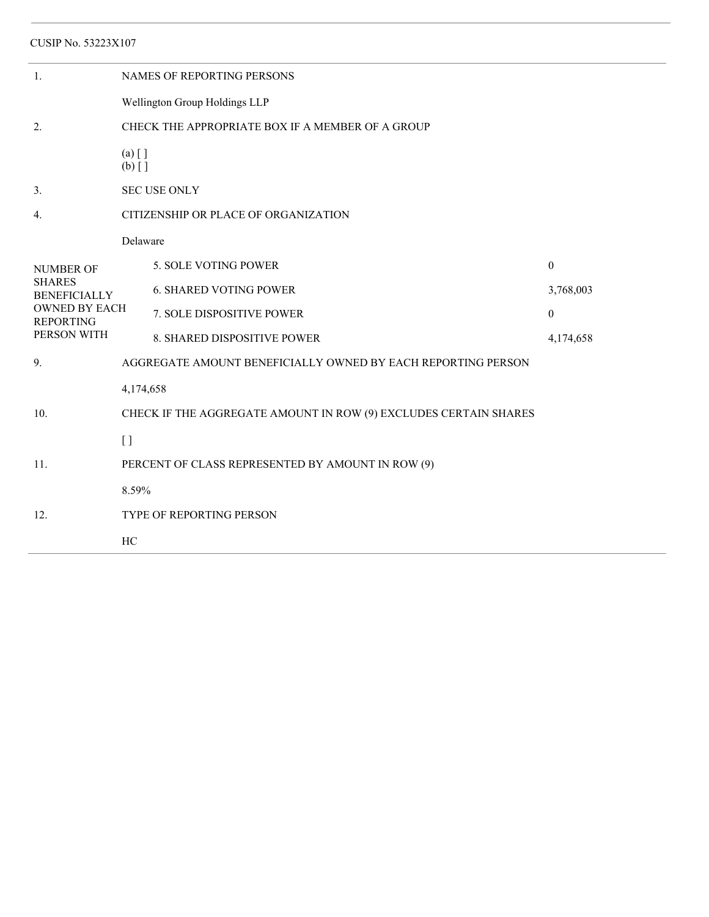CUSIP No. 53223X107

| | | |
|---|---|---|
| 1. | NAMES OF REPORTING PERSONS | |
| | Wellington Group Holdings LLP | |
| 2. | CHECK THE APPROPRIATE BOX IF A MEMBER OF A GROUP | |
| | (a) [ ]<br>(b) [ ] | |
| 3. | SEC USE ONLY | |
| 4. | CITIZENSHIP OR PLACE OF ORGANIZATION | |
| | Delaware | |
| NUMBER OF SHARES BENEFICIALLY OWNED BY EACH REPORTING PERSON WITH | 5. SOLE VOTING POWER | 0 |
| | 6. SHARED VOTING POWER | 3,768,003 |
| | 7. SOLE DISPOSITIVE POWER | 0 |
| | 8. SHARED DISPOSITIVE POWER | 4,174,658 |
| 9. | AGGREGATE AMOUNT BENEFICIALLY OWNED BY EACH REPORTING PERSON | |
| | 4,174,658 | |
| 10. | CHECK IF THE AGGREGATE AMOUNT IN ROW (9) EXCLUDES CERTAIN SHARES | |
| | [ ] | |
| 11. | PERCENT OF CLASS REPRESENTED BY AMOUNT IN ROW (9) | |
| | 8.59% | |
| 12. | TYPE OF REPORTING PERSON | |
| | HC | |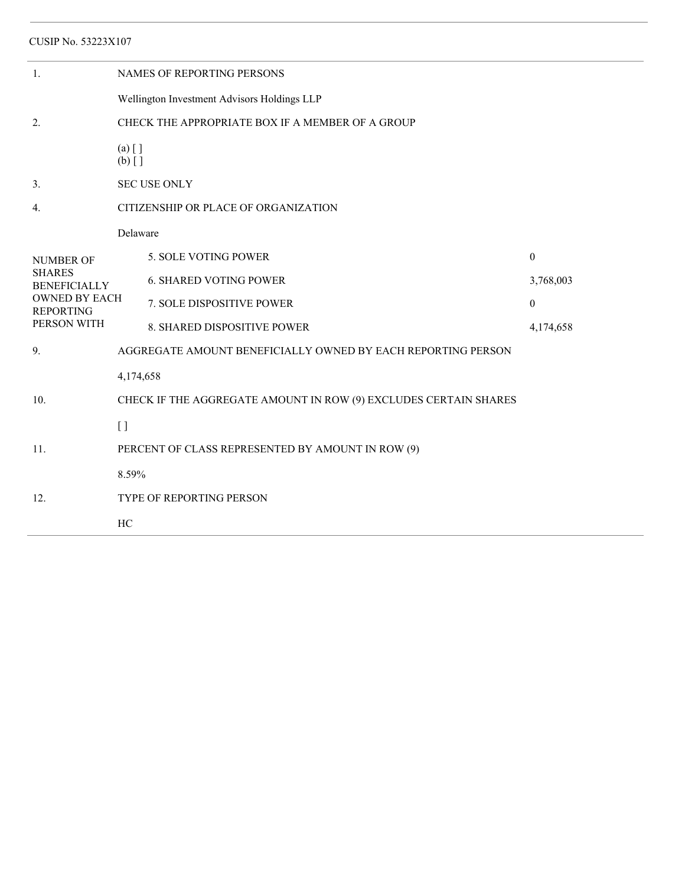CUSIP No. 53223X107

| | | |
|---|---|---|
| 1. | NAMES OF REPORTING PERSONS | |
| | Wellington Investment Advisors Holdings LLP | |
| 2. | CHECK THE APPROPRIATE BOX IF A MEMBER OF A GROUP | |
| | (a) [ ]<br>(b) [ ] | |
| 3. | SEC USE ONLY | |
| 4. | CITIZENSHIP OR PLACE OF ORGANIZATION | |
| | Delaware | |
| NUMBER OF SHARES BENEFICIALLY OWNED BY EACH REPORTING PERSON WITH | 5. SOLE VOTING POWER | 0 |
| | 6. SHARED VOTING POWER | 3,768,003 |
| | 7. SOLE DISPOSITIVE POWER | 0 |
| | 8. SHARED DISPOSITIVE POWER | 4,174,658 |
| 9. | AGGREGATE AMOUNT BENEFICIALLY OWNED BY EACH REPORTING PERSON | |
| | 4,174,658 | |
| 10. | CHECK IF THE AGGREGATE AMOUNT IN ROW (9) EXCLUDES CERTAIN SHARES | |
| | [ ] | |
| 11. | PERCENT OF CLASS REPRESENTED BY AMOUNT IN ROW (9) | |
| | 8.59% | |
| 12. | TYPE OF REPORTING PERSON | |
| | HC | |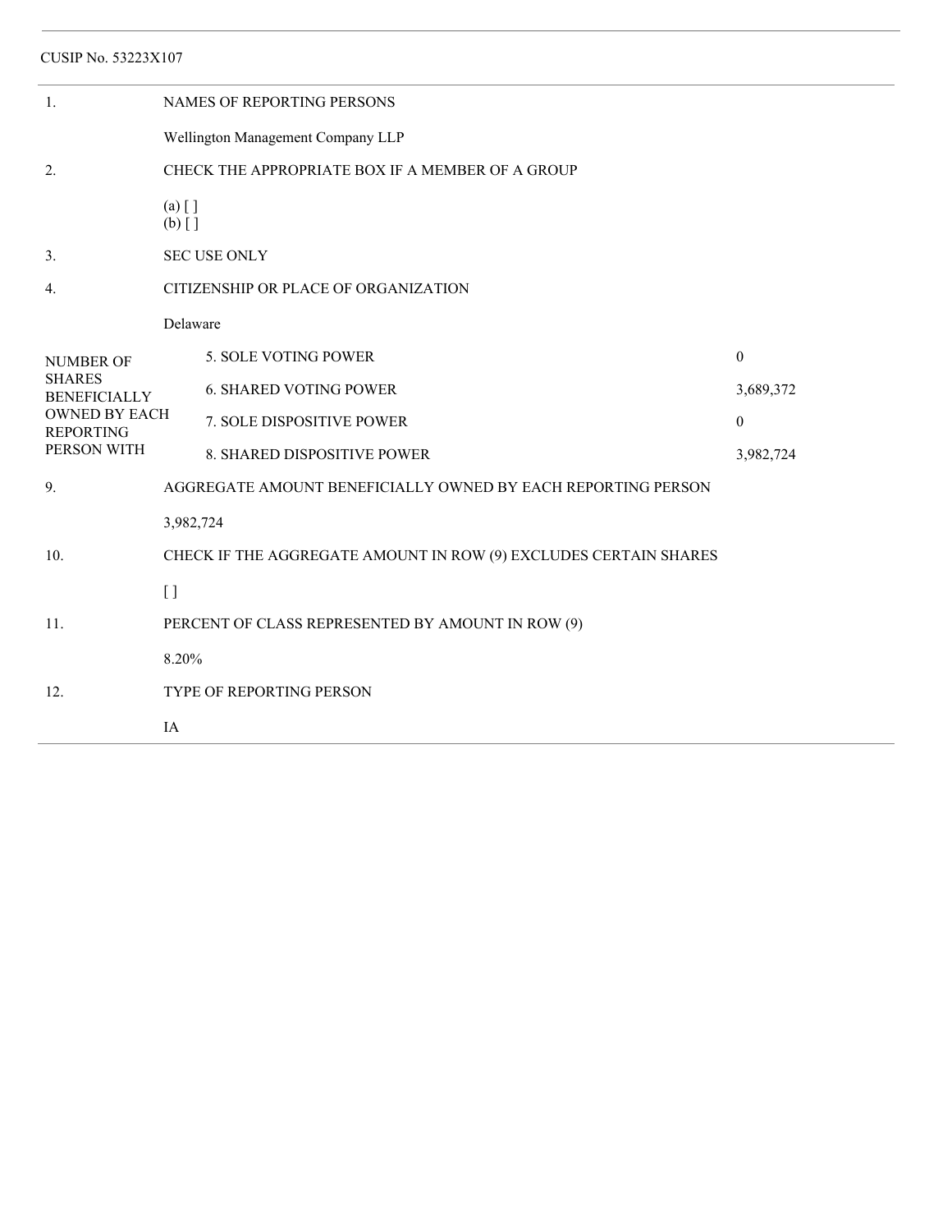CUSIP No. 53223X107

| | | |
|---|---|---|
| 1. | NAMES OF REPORTING PERSONS | |
| | Wellington Management Company LLP | |
| 2. | CHECK THE APPROPRIATE BOX IF A MEMBER OF A GROUP | |
| | (a) [ ]<br>(b) [ ] | |
| 3. | SEC USE ONLY | |
| 4. | CITIZENSHIP OR PLACE OF ORGANIZATION | |
| | Delaware | |
| NUMBER OF SHARES BENEFICIALLY OWNED BY EACH REPORTING PERSON WITH | 5. SOLE VOTING POWER | 0 |
| | 6. SHARED VOTING POWER | 3,689,372 |
| | 7. SOLE DISPOSITIVE POWER | 0 |
| | 8. SHARED DISPOSITIVE POWER | 3,982,724 |
| 9. | AGGREGATE AMOUNT BENEFICIALLY OWNED BY EACH REPORTING PERSON | |
| | 3,982,724 | |
| 10. | CHECK IF THE AGGREGATE AMOUNT IN ROW (9) EXCLUDES CERTAIN SHARES | |
| | [ ] | |
| 11. | PERCENT OF CLASS REPRESENTED BY AMOUNT IN ROW (9) | |
| | 8.20% | |
| 12. | TYPE OF REPORTING PERSON | |
| | IA | |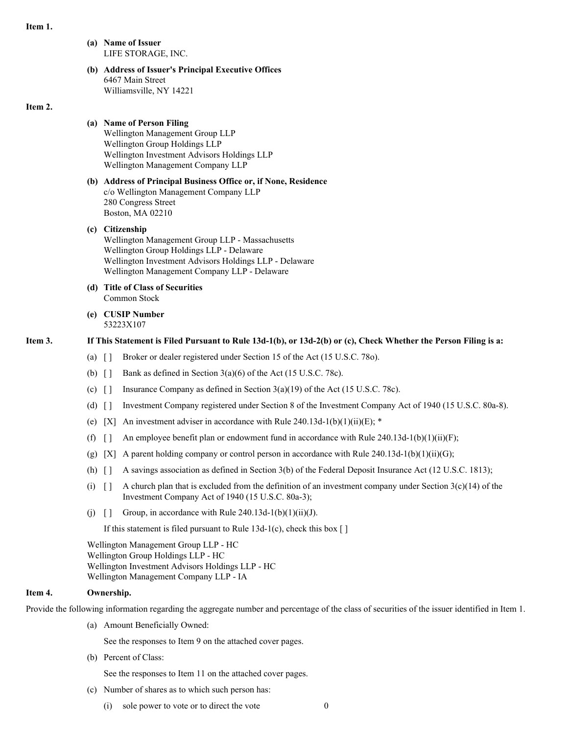**Item 1.**

**(a) Name of Issuer**
LIFE STORAGE, INC.

**(b) Address of Issuer's Principal Executive Offices**
6467 Main Street
Williamsville, NY 14221

**Item 2.**

**(a) Name of Person Filing**
Wellington Management Group LLP
Wellington Group Holdings LLP
Wellington Investment Advisors Holdings LLP
Wellington Management Company LLP

**(b) Address of Principal Business Office or, if None, Residence**
c/o Wellington Management Company LLP
280 Congress Street
Boston, MA 02210

**(c) Citizenship**
Wellington Management Group LLP - Massachusetts
Wellington Group Holdings LLP - Delaware
Wellington Investment Advisors Holdings LLP - Delaware
Wellington Management Company LLP - Delaware

**(d) Title of Class of Securities**
Common Stock

**(e) CUSIP Number**
53223X107

**Item 3. If This Statement is Filed Pursuant to Rule 13d-1(b), or 13d-2(b) or (c), Check Whether the Person Filing is a:**

(a) [ ] Broker or dealer registered under Section 15 of the Act (15 U.S.C. 78o).

(b) [ ] Bank as defined in Section 3(a)(6) of the Act (15 U.S.C. 78c).

(c) [ ] Insurance Company as defined in Section 3(a)(19) of the Act (15 U.S.C. 78c).

(d) [ ] Investment Company registered under Section 8 of the Investment Company Act of 1940 (15 U.S.C. 80a-8).

(e) [X] An investment adviser in accordance with Rule 240.13d-1(b)(1)(ii)(E); *

(f) [ ] An employee benefit plan or endowment fund in accordance with Rule 240.13d-1(b)(1)(ii)(F);

(g) [X] A parent holding company or control person in accordance with Rule 240.13d-1(b)(1)(ii)(G);

(h) [ ] A savings association as defined in Section 3(b) of the Federal Deposit Insurance Act (12 U.S.C. 1813);

(i) [ ] A church plan that is excluded from the definition of an investment company under Section 3(c)(14) of the Investment Company Act of 1940 (15 U.S.C. 80a-3);

(j) [ ] Group, in accordance with Rule 240.13d-1(b)(1)(ii)(J).

If this statement is filed pursuant to Rule 13d-1(c), check this box [ ]

Wellington Management Group LLP - HC
Wellington Group Holdings LLP - HC
Wellington Investment Advisors Holdings LLP - HC
Wellington Management Company LLP - IA

**Item 4. Ownership.**

Provide the following information regarding the aggregate number and percentage of the class of securities of the issuer identified in Item 1.

(a) Amount Beneficially Owned:

See the responses to Item 9 on the attached cover pages.

(b) Percent of Class:

See the responses to Item 11 on the attached cover pages.

(c) Number of shares as to which such person has:

(i) sole power to vote or to direct the vote 0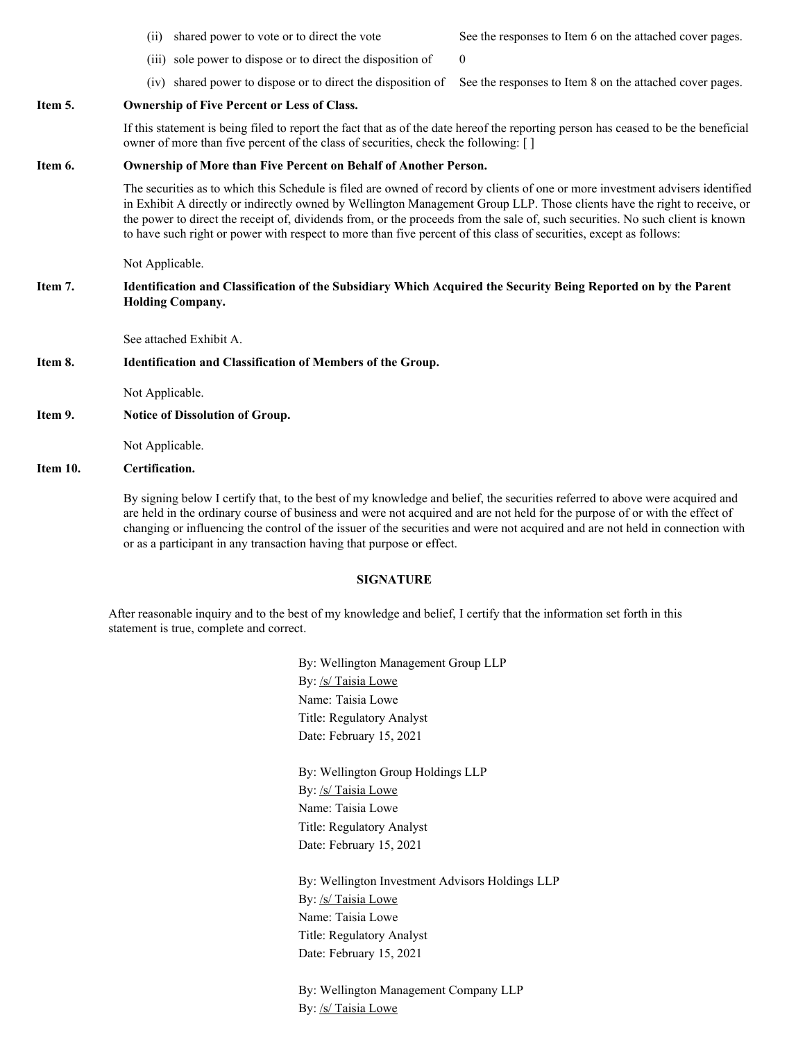(ii) shared power to vote or to direct the vote — See the responses to Item 6 on the attached cover pages.

(iii) sole power to dispose or to direct the disposition of — 0

(iv) shared power to dispose or to direct the disposition of — See the responses to Item 8 on the attached cover pages.

**Item 5. Ownership of Five Percent or Less of Class.**

If this statement is being filed to report the fact that as of the date hereof the reporting person has ceased to be the beneficial owner of more than five percent of the class of securities, check the following: [ ]

**Item 6. Ownership of More than Five Percent on Behalf of Another Person.**

The securities as to which this Schedule is filed are owned of record by clients of one or more investment advisers identified in Exhibit A directly or indirectly owned by Wellington Management Group LLP. Those clients have the right to receive, or the power to direct the receipt of, dividends from, or the proceeds from the sale of, such securities. No such client is known to have such right or power with respect to more than five percent of this class of securities, except as follows:

Not Applicable.

**Item 7. Identification and Classification of the Subsidiary Which Acquired the Security Being Reported on by the Parent Holding Company.**

See attached Exhibit A.

**Item 8. Identification and Classification of Members of the Group.**

Not Applicable.

**Item 9. Notice of Dissolution of Group.**

Not Applicable.

**Item 10. Certification.**

By signing below I certify that, to the best of my knowledge and belief, the securities referred to above were acquired and are held in the ordinary course of business and were not acquired and are not held for the purpose of or with the effect of changing or influencing the control of the issuer of the securities and were not acquired and are not held in connection with or as a participant in any transaction having that purpose or effect.

**SIGNATURE**

After reasonable inquiry and to the best of my knowledge and belief, I certify that the information set forth in this statement is true, complete and correct.

By: Wellington Management Group LLP
By: /s/ Taisia Lowe
Name: Taisia Lowe
Title: Regulatory Analyst
Date: February 15, 2021

By: Wellington Group Holdings LLP
By: /s/ Taisia Lowe
Name: Taisia Lowe
Title: Regulatory Analyst
Date: February 15, 2021

By: Wellington Investment Advisors Holdings LLP
By: /s/ Taisia Lowe
Name: Taisia Lowe
Title: Regulatory Analyst
Date: February 15, 2021

By: Wellington Management Company LLP
By: /s/ Taisia Lowe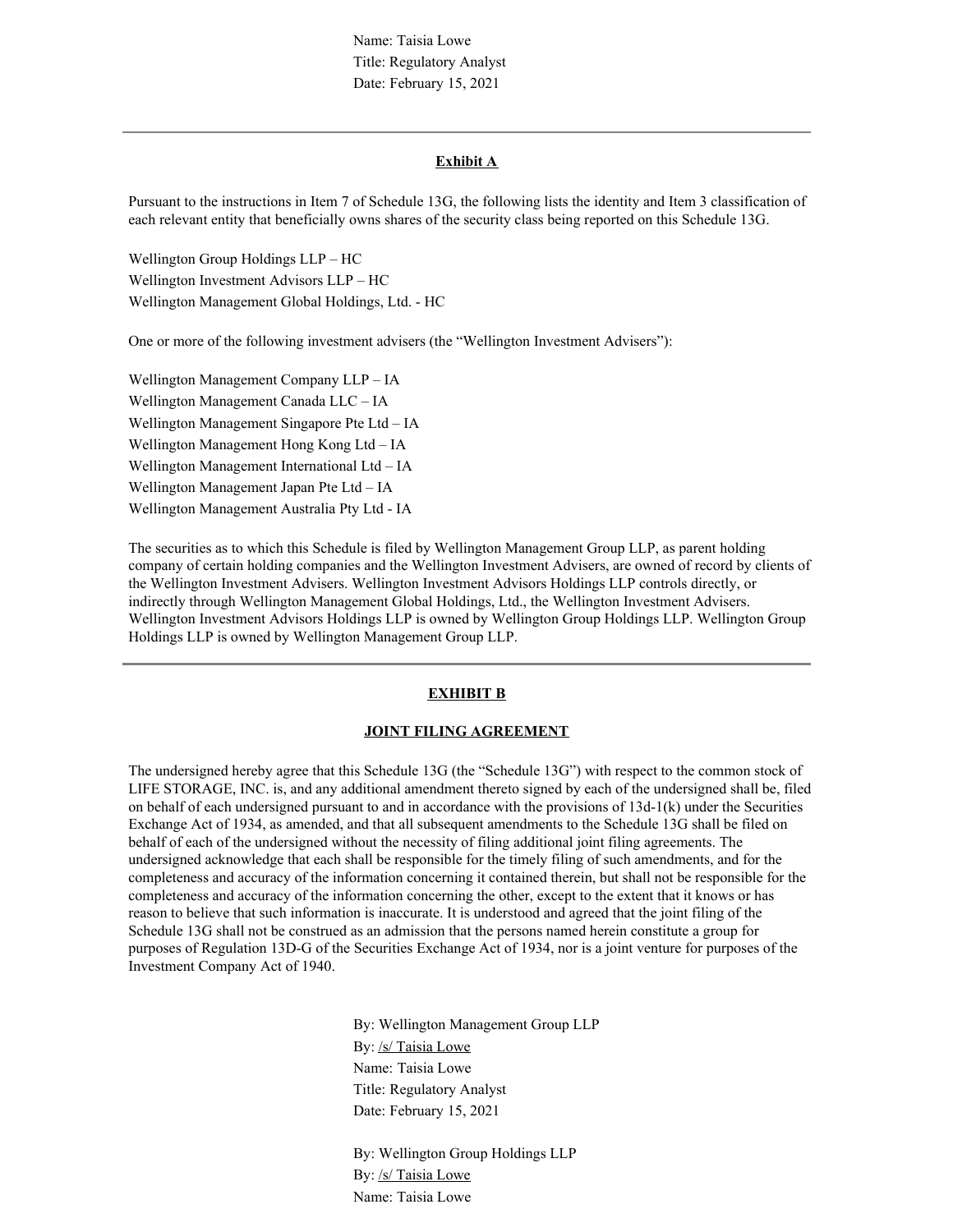Name: Taisia Lowe
Title: Regulatory Analyst
Date: February 15, 2021

---

**Exhibit A**

Pursuant to the instructions in Item 7 of Schedule 13G, the following lists the identity and Item 3 classification of each relevant entity that beneficially owns shares of the security class being reported on this Schedule 13G.

Wellington Group Holdings LLP – HC
Wellington Investment Advisors LLP – HC
Wellington Management Global Holdings, Ltd. - HC

One or more of the following investment advisers (the "Wellington Investment Advisers"):

Wellington Management Company LLP – IA
Wellington Management Canada LLC – IA
Wellington Management Singapore Pte Ltd – IA
Wellington Management Hong Kong Ltd – IA
Wellington Management International Ltd – IA
Wellington Management Japan Pte Ltd – IA
Wellington Management Australia Pty Ltd - IA

The securities as to which this Schedule is filed by Wellington Management Group LLP, as parent holding company of certain holding companies and the Wellington Investment Advisers, are owned of record by clients of the Wellington Investment Advisers. Wellington Investment Advisors Holdings LLP controls directly, or indirectly through Wellington Management Global Holdings, Ltd., the Wellington Investment Advisers. Wellington Investment Advisors Holdings LLP is owned by Wellington Group Holdings LLP. Wellington Group Holdings LLP is owned by Wellington Management Group LLP.

---

**EXHIBIT B**

**JOINT FILING AGREEMENT**

The undersigned hereby agree that this Schedule 13G (the "Schedule 13G") with respect to the common stock of LIFE STORAGE, INC. is, and any additional amendment thereto signed by each of the undersigned shall be, filed on behalf of each undersigned pursuant to and in accordance with the provisions of 13d-1(k) under the Securities Exchange Act of 1934, as amended, and that all subsequent amendments to the Schedule 13G shall be filed on behalf of each of the undersigned without the necessity of filing additional joint filing agreements. The undersigned acknowledge that each shall be responsible for the timely filing of such amendments, and for the completeness and accuracy of the information concerning it contained therein, but shall not be responsible for the completeness and accuracy of the information concerning the other, except to the extent that it knows or has reason to believe that such information is inaccurate. It is understood and agreed that the joint filing of the Schedule 13G shall not be construed as an admission that the persons named herein constitute a group for purposes of Regulation 13D-G of the Securities Exchange Act of 1934, nor is a joint venture for purposes of the Investment Company Act of 1940.

By: Wellington Management Group LLP
By: /s/ Taisia Lowe
Name: Taisia Lowe
Title: Regulatory Analyst
Date: February 15, 2021

By: Wellington Group Holdings LLP
By: /s/ Taisia Lowe
Name: Taisia Lowe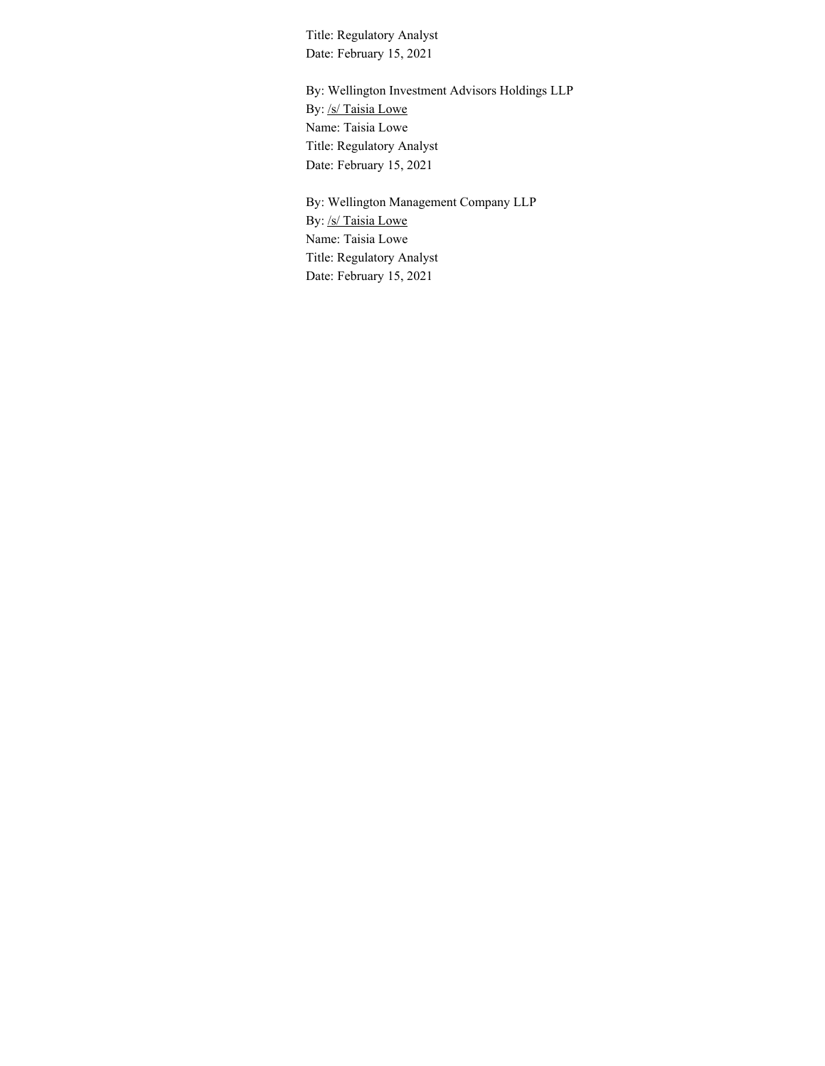Title: Regulatory Analyst
Date: February 15, 2021

By: Wellington Investment Advisors Holdings LLP
By: /s/ Taisia Lowe
Name: Taisia Lowe
Title: Regulatory Analyst
Date: February 15, 2021

By: Wellington Management Company LLP
By: /s/ Taisia Lowe
Name: Taisia Lowe
Title: Regulatory Analyst
Date: February 15, 2021